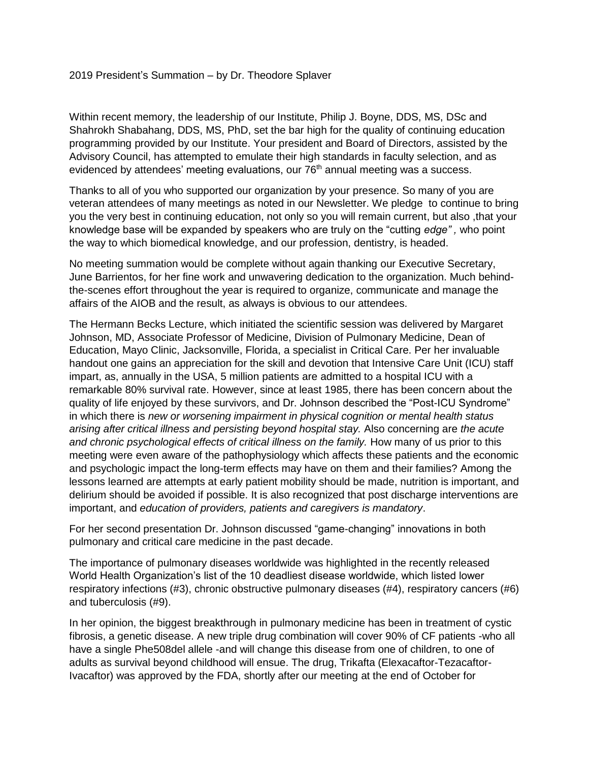2019 President's Summation – by Dr. Theodore Splaver

Within recent memory, the leadership of our Institute, Philip J. Boyne, DDS, MS, DSc and Shahrokh Shabahang, DDS, MS, PhD, set the bar high for the quality of continuing education programming provided by our Institute. Your president and Board of Directors, assisted by the Advisory Council, has attempted to emulate their high standards in faculty selection, and as evidenced by attendees' meeting evaluations, our 76th annual meeting was a success.

Thanks to all of you who supported our organization by your presence. So many of you are veteran attendees of many meetings as noted in our Newsletter. We pledge to continue to bring you the very best in continuing education, not only so you will remain current, but also ,that your knowledge base will be expanded by speakers who are truly on the "cutting *edge",* who point the way to which biomedical knowledge, and our profession, dentistry, is headed.

No meeting summation would be complete without again thanking our Executive Secretary, June Barrientos, for her fine work and unwavering dedication to the organization. Much behind-the-scenes effort throughout the year is required to organize, communicate and manage the affairs of the AIOB and the result, as always is obvious to our attendees.

The Hermann Becks Lecture, which initiated the scientific session was delivered by Margaret Johnson, MD, Associate Professor of Medicine, Division of Pulmonary Medicine, Dean of Education, Mayo Clinic, Jacksonville, Florida, a specialist in Critical Care. Per her invaluable handout one gains an appreciation for the skill and devotion that Intensive Care Unit (ICU) staff impart, as, annually in the USA, 5 million patients are admitted to a hospital ICU with a remarkable 80% survival rate. However, since at least 1985, there has been concern about the quality of life enjoyed by these survivors, and Dr. Johnson described the "Post-ICU Syndrome" in which there is *new or worsening impairment in physical cognition or mental health status arising after critical illness and persisting beyond hospital stay.* Also concerning are *the acute and chronic psychological effects of critical illness on the family.* How many of us prior to this meeting were even aware of the pathophysiology which affects these patients and the economic and psychologic impact the long-term effects may have on them and their families? Among the lessons learned are attempts at early patient mobility should be made, nutrition is important, and delirium should be avoided if possible. It is also recognized that post discharge interventions are important, and *education of providers, patients and caregivers is mandatory*.

For her second presentation Dr. Johnson discussed "game-changing" innovations in both pulmonary and critical care medicine in the past decade.

The importance of pulmonary diseases worldwide was highlighted in the recently released World Health Organization's list of the 10 deadliest disease worldwide, which listed lower respiratory infections (#3), chronic obstructive pulmonary diseases (#4), respiratory cancers (#6) and tuberculosis (#9).

In her opinion, the biggest breakthrough in pulmonary medicine has been in treatment of cystic fibrosis, a genetic disease. A new triple drug combination will cover 90% of CF patients -who all have a single Phe508del allele -and will change this disease from one of children, to one of adults as survival beyond childhood will ensue. The drug, Trikafta (Elexacaftor-Tezacaftor-Ivacaftor) was approved by the FDA, shortly after our meeting at the end of October for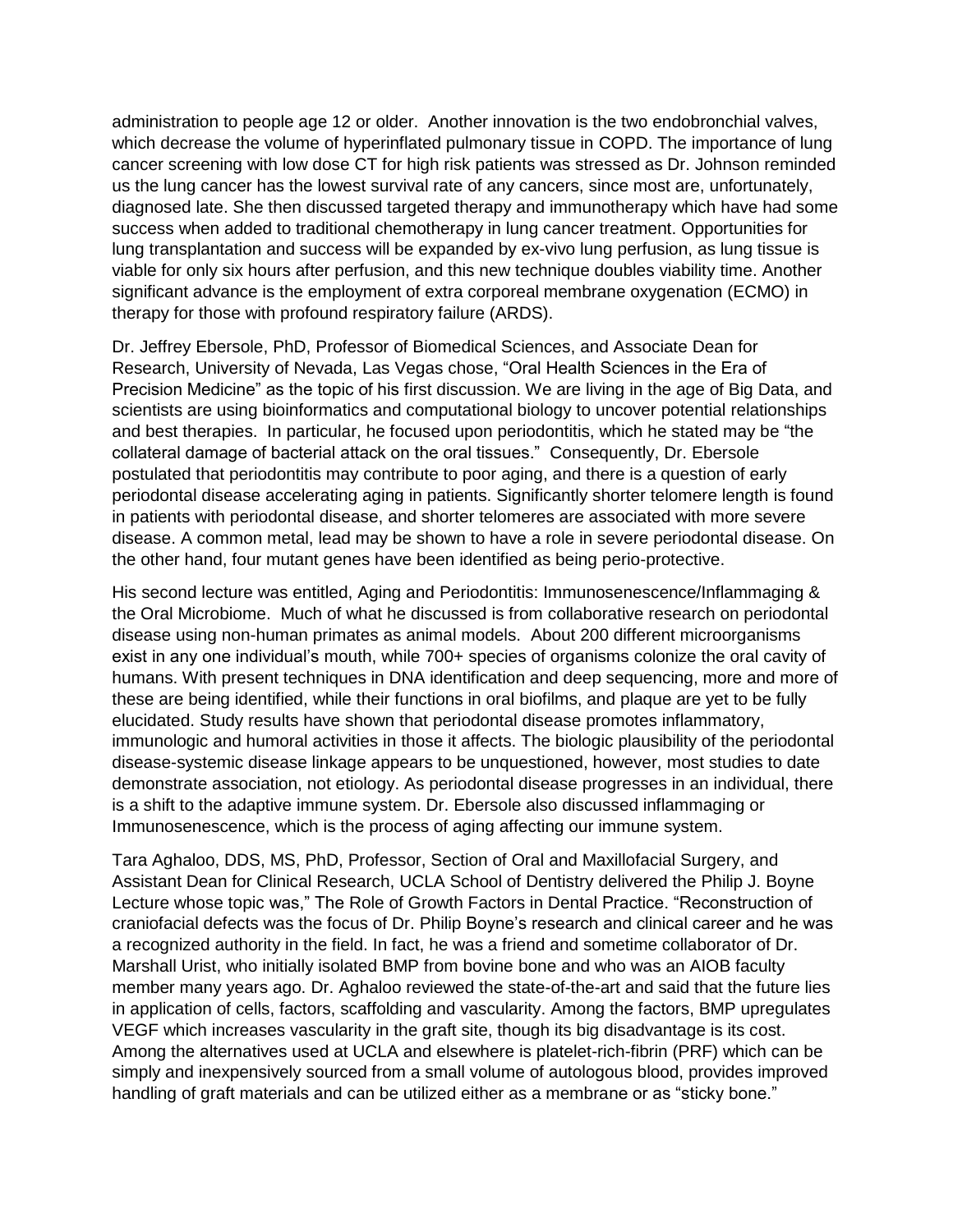administration to people age 12 or older. Another innovation is the two endobronchial valves, which decrease the volume of hyperinflated pulmonary tissue in COPD. The importance of lung cancer screening with low dose CT for high risk patients was stressed as Dr. Johnson reminded us the lung cancer has the lowest survival rate of any cancers, since most are, unfortunately, diagnosed late. She then discussed targeted therapy and immunotherapy which have had some success when added to traditional chemotherapy in lung cancer treatment. Opportunities for lung transplantation and success will be expanded by ex-vivo lung perfusion, as lung tissue is viable for only six hours after perfusion, and this new technique doubles viability time. Another significant advance is the employment of extra corporeal membrane oxygenation (ECMO) in therapy for those with profound respiratory failure (ARDS).

Dr. Jeffrey Ebersole, PhD, Professor of Biomedical Sciences, and Associate Dean for Research, University of Nevada, Las Vegas chose, "Oral Health Sciences in the Era of Precision Medicine" as the topic of his first discussion. We are living in the age of Big Data, and scientists are using bioinformatics and computational biology to uncover potential relationships and best therapies. In particular, he focused upon periodontitis, which he stated may be "the collateral damage of bacterial attack on the oral tissues." Consequently, Dr. Ebersole postulated that periodontitis may contribute to poor aging, and there is a question of early periodontal disease accelerating aging in patients. Significantly shorter telomere length is found in patients with periodontal disease, and shorter telomeres are associated with more severe disease. A common metal, lead may be shown to have a role in severe periodontal disease. On the other hand, four mutant genes have been identified as being perio-protective.

His second lecture was entitled, Aging and Periodontitis: Immunosenescence/Inflammaging & the Oral Microbiome. Much of what he discussed is from collaborative research on periodontal disease using non-human primates as animal models. About 200 different microorganisms exist in any one individual's mouth, while 700+ species of organisms colonize the oral cavity of humans. With present techniques in DNA identification and deep sequencing, more and more of these are being identified, while their functions in oral biofilms, and plaque are yet to be fully elucidated. Study results have shown that periodontal disease promotes inflammatory, immunologic and humoral activities in those it affects. The biologic plausibility of the periodontal disease-systemic disease linkage appears to be unquestioned, however, most studies to date demonstrate association, not etiology. As periodontal disease progresses in an individual, there is a shift to the adaptive immune system. Dr. Ebersole also discussed inflammaging or Immunosenescence, which is the process of aging affecting our immune system.

Tara Aghaloo, DDS, MS, PhD, Professor, Section of Oral and Maxillofacial Surgery, and Assistant Dean for Clinical Research, UCLA School of Dentistry delivered the Philip J. Boyne Lecture whose topic was," The Role of Growth Factors in Dental Practice. "Reconstruction of craniofacial defects was the focus of Dr. Philip Boyne's research and clinical career and he was a recognized authority in the field. In fact, he was a friend and sometime collaborator of Dr. Marshall Urist, who initially isolated BMP from bovine bone and who was an AIOB faculty member many years ago. Dr. Aghaloo reviewed the state-of-the-art and said that the future lies in application of cells, factors, scaffolding and vascularity. Among the factors, BMP upregulates VEGF which increases vascularity in the graft site, though its big disadvantage is its cost. Among the alternatives used at UCLA and elsewhere is platelet-rich-fibrin (PRF) which can be simply and inexpensively sourced from a small volume of autologous blood, provides improved handling of graft materials and can be utilized either as a membrane or as "sticky bone."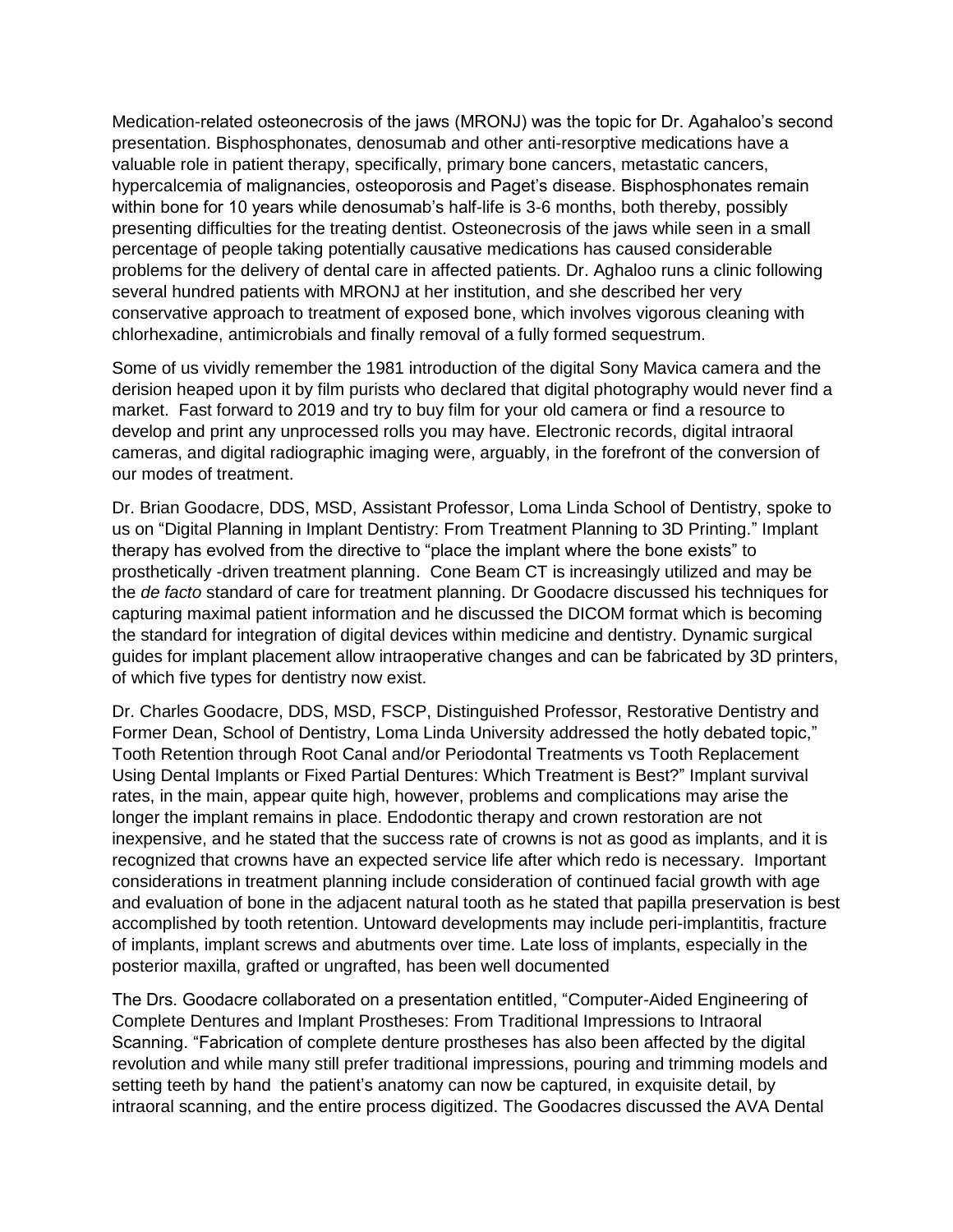Medication-related osteonecrosis of the jaws (MRONJ) was the topic for Dr. Agahaloo's second presentation. Bisphosphonates, denosumab and other anti-resorptive medications have a valuable role in patient therapy, specifically, primary bone cancers, metastatic cancers, hypercalcemia of malignancies, osteoporosis and Paget's disease. Bisphosphonates remain within bone for 10 years while denosumab's half-life is 3-6 months, both thereby, possibly presenting difficulties for the treating dentist. Osteonecrosis of the jaws while seen in a small percentage of people taking potentially causative medications has caused considerable problems for the delivery of dental care in affected patients. Dr. Aghaloo runs a clinic following several hundred patients with MRONJ at her institution, and she described her very conservative approach to treatment of exposed bone, which involves vigorous cleaning with chlorhexadine, antimicrobials and finally removal of a fully formed sequestrum.

Some of us vividly remember the 1981 introduction of the digital Sony Mavica camera and the derision heaped upon it by film purists who declared that digital photography would never find a market. Fast forward to 2019 and try to buy film for your old camera or find a resource to develop and print any unprocessed rolls you may have. Electronic records, digital intraoral cameras, and digital radiographic imaging were, arguably, in the forefront of the conversion of our modes of treatment.

Dr. Brian Goodacre, DDS, MSD, Assistant Professor, Loma Linda School of Dentistry, spoke to us on "Digital Planning in Implant Dentistry: From Treatment Planning to 3D Printing." Implant therapy has evolved from the directive to "place the implant where the bone exists" to prosthetically -driven treatment planning. Cone Beam CT is increasingly utilized and may be the *de facto* standard of care for treatment planning. Dr Goodacre discussed his techniques for capturing maximal patient information and he discussed the DICOM format which is becoming the standard for integration of digital devices within medicine and dentistry. Dynamic surgical guides for implant placement allow intraoperative changes and can be fabricated by 3D printers, of which five types for dentistry now exist.

Dr. Charles Goodacre, DDS, MSD, FSCP, Distinguished Professor, Restorative Dentistry and Former Dean, School of Dentistry, Loma Linda University addressed the hotly debated topic," Tooth Retention through Root Canal and/or Periodontal Treatments vs Tooth Replacement Using Dental Implants or Fixed Partial Dentures: Which Treatment is Best?" Implant survival rates, in the main, appear quite high, however, problems and complications may arise the longer the implant remains in place. Endodontic therapy and crown restoration are not inexpensive, and he stated that the success rate of crowns is not as good as implants, and it is recognized that crowns have an expected service life after which redo is necessary. Important considerations in treatment planning include consideration of continued facial growth with age and evaluation of bone in the adjacent natural tooth as he stated that papilla preservation is best accomplished by tooth retention. Untoward developments may include peri-implantitis, fracture of implants, implant screws and abutments over time. Late loss of implants, especially in the posterior maxilla, grafted or ungrafted, has been well documented

The Drs. Goodacre collaborated on a presentation entitled, "Computer-Aided Engineering of Complete Dentures and Implant Prostheses: From Traditional Impressions to Intraoral Scanning. "Fabrication of complete denture prostheses has also been affected by the digital revolution and while many still prefer traditional impressions, pouring and trimming models and setting teeth by hand the patient's anatomy can now be captured, in exquisite detail, by intraoral scanning, and the entire process digitized. The Goodacres discussed the AVA Dental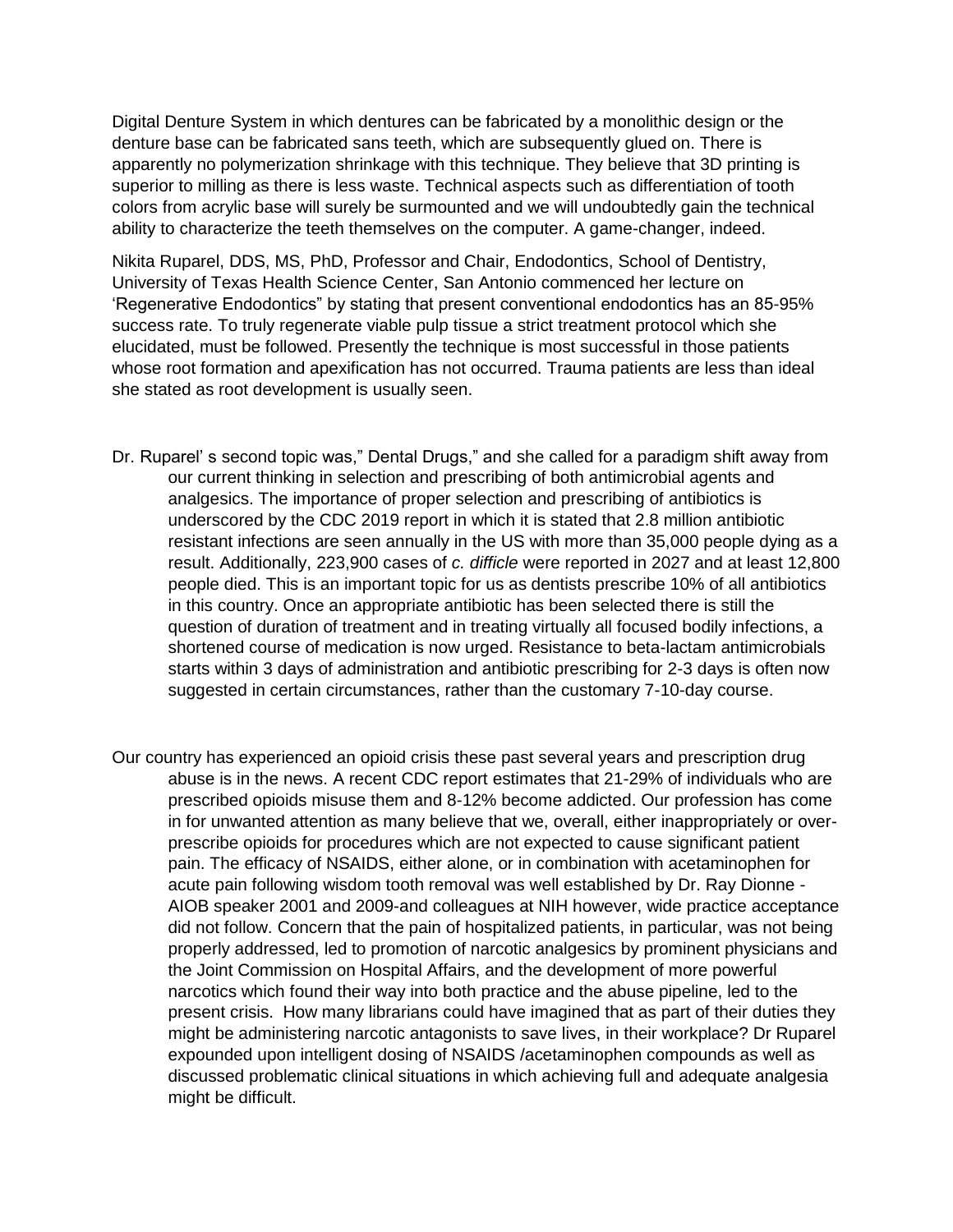Digital Denture System in which dentures can be fabricated by a monolithic design or the denture base can be fabricated sans teeth, which are subsequently glued on. There is apparently no polymerization shrinkage with this technique. They believe that 3D printing is superior to milling as there is less waste. Technical aspects such as differentiation of tooth colors from acrylic base will surely be surmounted and we will undoubtedly gain the technical ability to characterize the teeth themselves on the computer. A game-changer, indeed.

Nikita Ruparel, DDS, MS, PhD, Professor and Chair, Endodontics, School of Dentistry, University of Texas Health Science Center, San Antonio commenced her lecture on 'Regenerative Endodontics" by stating that present conventional endodontics has an 85-95% success rate. To truly regenerate viable pulp tissue a strict treatment protocol which she elucidated, must be followed. Presently the technique is most successful in those patients whose root formation and apexification has not occurred. Trauma patients are less than ideal she stated as root development is usually seen.

Dr. Ruparel' s second topic was," Dental Drugs," and she called for a paradigm shift away from our current thinking in selection and prescribing of both antimicrobial agents and analgesics. The importance of proper selection and prescribing of antibiotics is underscored by the CDC 2019 report in which it is stated that 2.8 million antibiotic resistant infections are seen annually in the US with more than 35,000 people dying as a result. Additionally, 223,900 cases of *c. difficle* were reported in 2027 and at least 12,800 people died. This is an important topic for us as dentists prescribe 10% of all antibiotics in this country. Once an appropriate antibiotic has been selected there is still the question of duration of treatment and in treating virtually all focused bodily infections, a shortened course of medication is now urged. Resistance to beta-lactam antimicrobials starts within 3 days of administration and antibiotic prescribing for 2-3 days is often now suggested in certain circumstances, rather than the customary 7-10-day course.

Our country has experienced an opioid crisis these past several years and prescription drug abuse is in the news. A recent CDC report estimates that 21-29% of individuals who are prescribed opioids misuse them and 8-12% become addicted. Our profession has come in for unwanted attention as many believe that we, overall, either inappropriately or over-prescribe opioids for procedures which are not expected to cause significant patient pain. The efficacy of NSAIDS, either alone, or in combination with acetaminophen for acute pain following wisdom tooth removal was well established by Dr. Ray Dionne - AIOB speaker 2001 and 2009-and colleagues at NIH however, wide practice acceptance did not follow. Concern that the pain of hospitalized patients, in particular, was not being properly addressed, led to promotion of narcotic analgesics by prominent physicians and the Joint Commission on Hospital Affairs, and the development of more powerful narcotics which found their way into both practice and the abuse pipeline, led to the present crisis. How many librarians could have imagined that as part of their duties they might be administering narcotic antagonists to save lives, in their workplace? Dr Ruparel expounded upon intelligent dosing of NSAIDS /acetaminophen compounds as well as discussed problematic clinical situations in which achieving full and adequate analgesia might be difficult.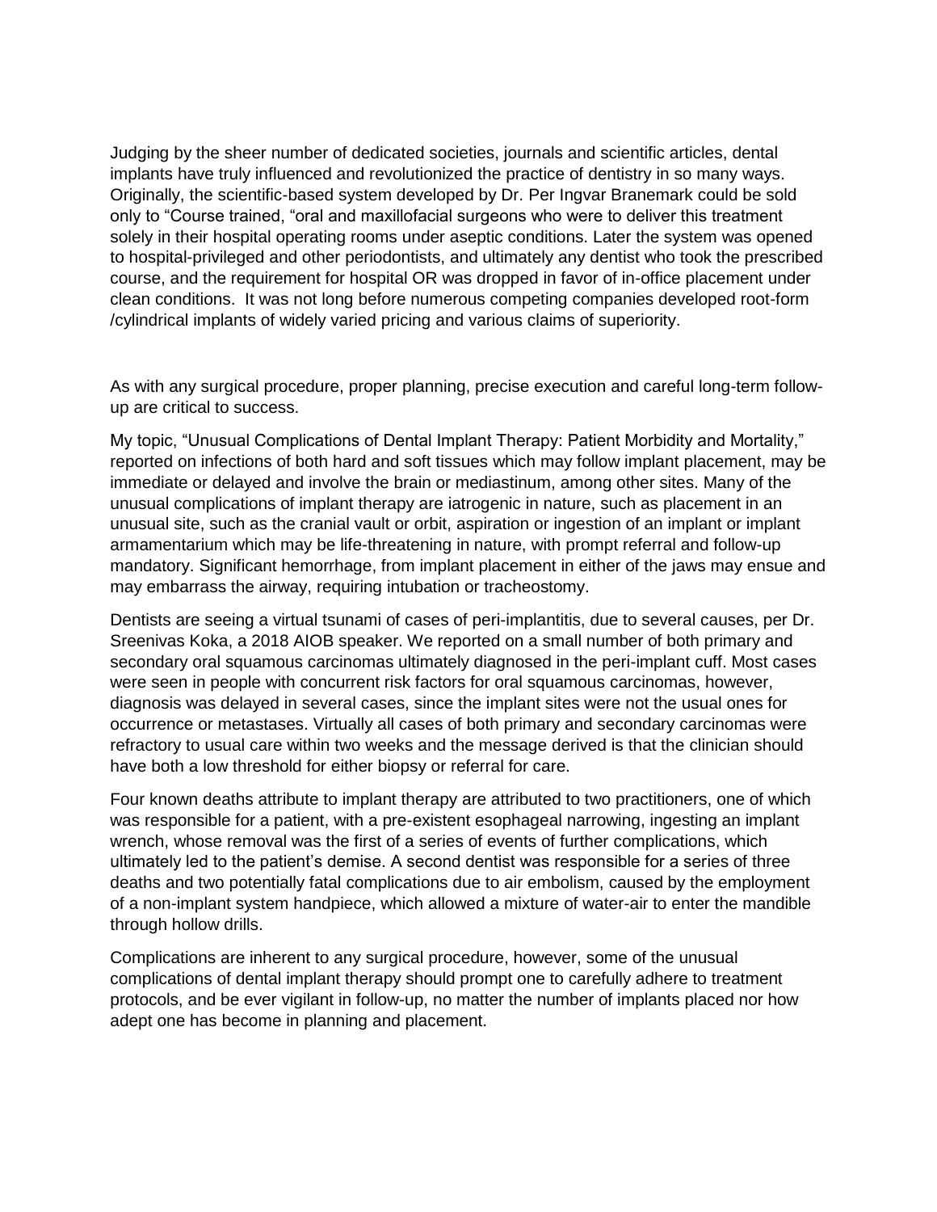Judging by the sheer number of dedicated societies, journals and scientific articles, dental implants have truly influenced and revolutionized the practice of dentistry in so many ways. Originally, the scientific-based system developed by Dr. Per Ingvar Branemark could be sold only to "Course trained, "oral and maxillofacial surgeons who were to deliver this treatment solely in their hospital operating rooms under aseptic conditions. Later the system was opened to hospital-privileged and other periodontists, and ultimately any dentist who took the prescribed course, and the requirement for hospital OR was dropped in favor of in-office placement under clean conditions. It was not long before numerous competing companies developed root-form /cylindrical implants of widely varied pricing and various claims of superiority.

As with any surgical procedure, proper planning, precise execution and careful long-term follow-up are critical to success.

My topic, "Unusual Complications of Dental Implant Therapy: Patient Morbidity and Mortality," reported on infections of both hard and soft tissues which may follow implant placement, may be immediate or delayed and involve the brain or mediastinum, among other sites. Many of the unusual complications of implant therapy are iatrogenic in nature, such as placement in an unusual site, such as the cranial vault or orbit, aspiration or ingestion of an implant or implant armamentarium which may be life-threatening in nature, with prompt referral and follow-up mandatory. Significant hemorrhage, from implant placement in either of the jaws may ensue and may embarrass the airway, requiring intubation or tracheostomy.

Dentists are seeing a virtual tsunami of cases of peri-implantitis, due to several causes, per Dr. Sreenivas Koka, a 2018 AIOB speaker. We reported on a small number of both primary and secondary oral squamous carcinomas ultimately diagnosed in the peri-implant cuff. Most cases were seen in people with concurrent risk factors for oral squamous carcinomas, however, diagnosis was delayed in several cases, since the implant sites were not the usual ones for occurrence or metastases. Virtually all cases of both primary and secondary carcinomas were refractory to usual care within two weeks and the message derived is that the clinician should have both a low threshold for either biopsy or referral for care.

Four known deaths attribute to implant therapy are attributed to two practitioners, one of which was responsible for a patient, with a pre-existent esophageal narrowing, ingesting an implant wrench, whose removal was the first of a series of events of further complications, which ultimately led to the patient's demise. A second dentist was responsible for a series of three deaths and two potentially fatal complications due to air embolism, caused by the employment of a non-implant system handpiece, which allowed a mixture of water-air to enter the mandible through hollow drills.

Complications are inherent to any surgical procedure, however, some of the unusual complications of dental implant therapy should prompt one to carefully adhere to treatment protocols, and be ever vigilant in follow-up, no matter the number of implants placed nor how adept one has become in planning and placement.